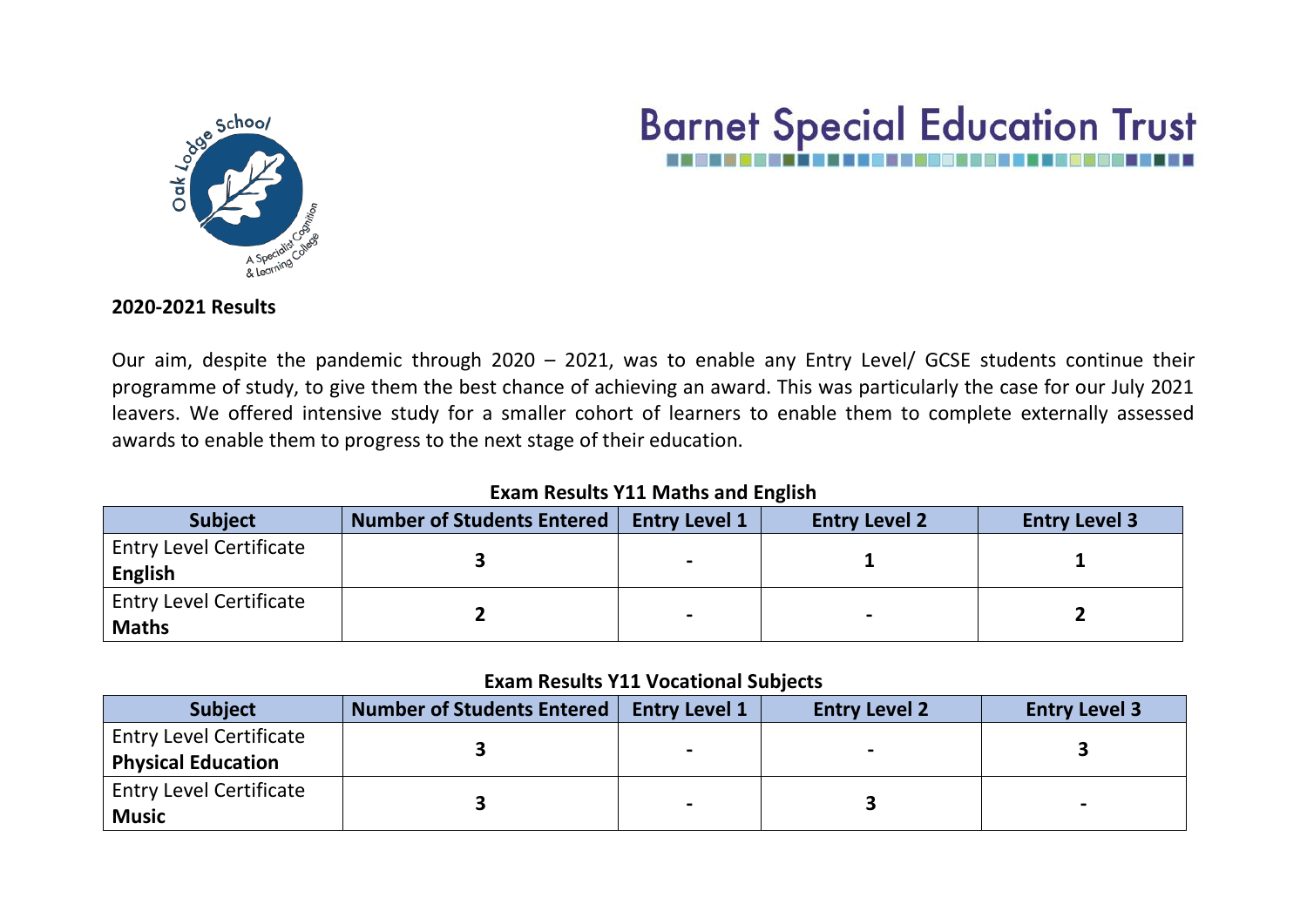Oak Lodge School — A Specialist Cognition & Learning College

Barnet Special Education Trust

**2020-2021 Results**

Our aim, despite the pandemic through 2020 – 2021, was to enable any Entry Level/ GCSE students continue their programme of study, to give them the best chance of achieving an award. This was particularly the case for our July 2021 leavers. We offered intensive study for a smaller cohort of learners to enable them to complete externally assessed awards to enable them to progress to the next stage of their education.

**Exam Results Y11 Maths and English**

| Subject | Number of Students Entered | Entry Level 1 | Entry Level 2 | Entry Level 3 |
|---|---|---|---|---|
| Entry Level Certificate **English** | 3 | - | 1 | 1 |
| Entry Level Certificate **Maths** | 2 | - | - | 2 |

**Exam Results Y11 Vocational Subjects**

| Subject | Number of Students Entered | Entry Level 1 | Entry Level 2 | Entry Level 3 |
|---|---|---|---|---|
| Entry Level Certificate **Physical Education** | 3 | - | - | 3 |
| Entry Level Certificate **Music** | 3 | - | 3 | - |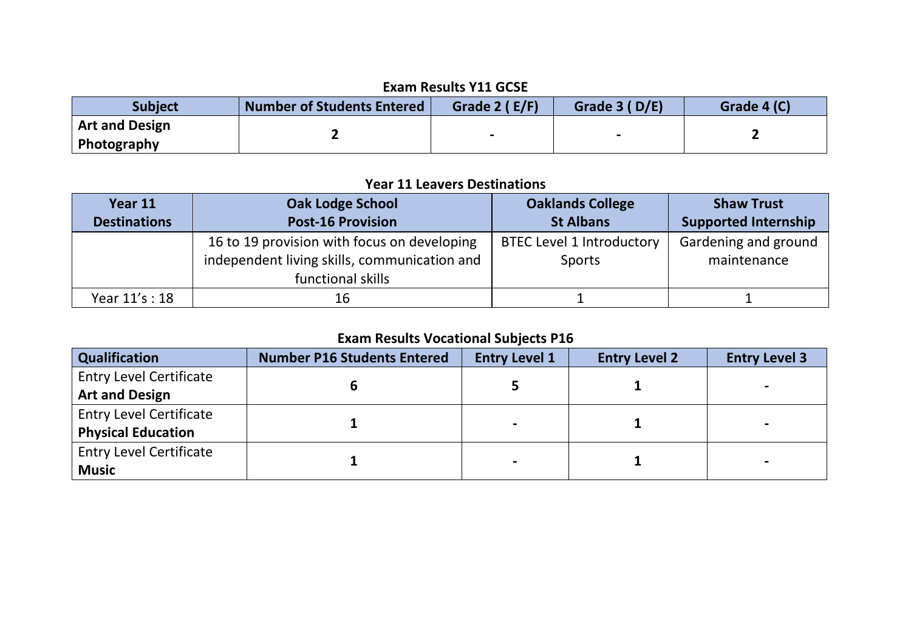### Exam Results Y11 GCSE

| Subject | Number of Students Entered | Grade 2 ( E/F) | Grade 3 ( D/E) | Grade 4 (C) |
|---|---|---|---|---|
| **Art and Design Photography** | **2** | **-** | **-** | **2** |

### Year 11 Leavers Destinations

| Year 11 Destinations | Oak Lodge School Post-16 Provision | Oaklands College St Albans | Shaw Trust Supported Internship |
|---|---|---|---|
| | 16 to 19 provision with focus on developing independent living skills, communication and functional skills | BTEC Level 1 Introductory Sports | Gardening and ground maintenance |
| Year 11's : 18 | 16 | 1 | 1 |

### Exam Results Vocational Subjects P16

| Qualification | Number P16 Students Entered | Entry Level 1 | Entry Level 2 | Entry Level 3 |
|---|---|---|---|---|
| Entry Level Certificate **Art and Design** | **6** | **5** | **1** | **-** |
| Entry Level Certificate **Physical Education** | **1** | **-** | **1** | **-** |
| Entry Level Certificate **Music** | **1** | **-** | **1** | **-** |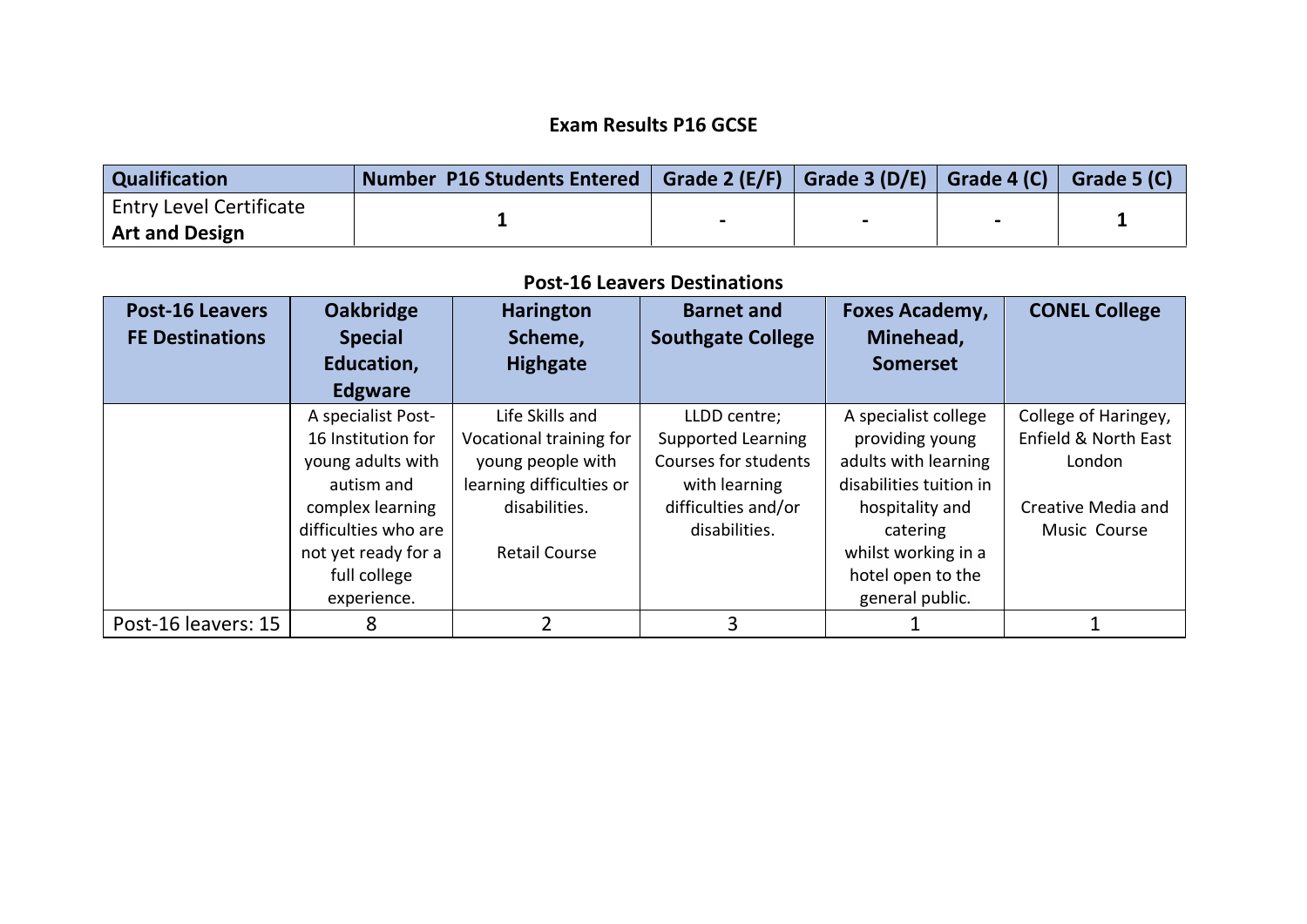## Exam Results P16 GCSE

| Qualification | Number P16 Students Entered | Grade 2 (E/F) | Grade 3 (D/E) | Grade 4 (C) | Grade 5 (C) |
|---|---|---|---|---|---|
| Entry Level Certificate **Art and Design** | **1** | - | - | - | **1** |

## Post-16 Leavers Destinations

| Post-16 Leavers FE Destinations | Oakbridge Special Education, Edgware | Harington Scheme, Highgate | Barnet and Southgate College | Foxes Academy, Minehead, Somerset | CONEL College |
|---|---|---|---|---|---|
| | A specialist Post-16 Institution for young adults with autism and complex learning difficulties who are not yet ready for a full college experience. | Life Skills and Vocational training for young people with learning difficulties or disabilities.<br><br>Retail Course | LLDD centre; Supported Learning Courses for students with learning difficulties and/or disabilities. | A specialist college providing young adults with learning disabilities tuition in hospitality and catering whilst working in a hotel open to the general public. | College of Haringey, Enfield & North East London<br><br>Creative Media and Music Course |
| Post-16 leavers: 15 | 8 | 2 | 3 | 1 | 1 |